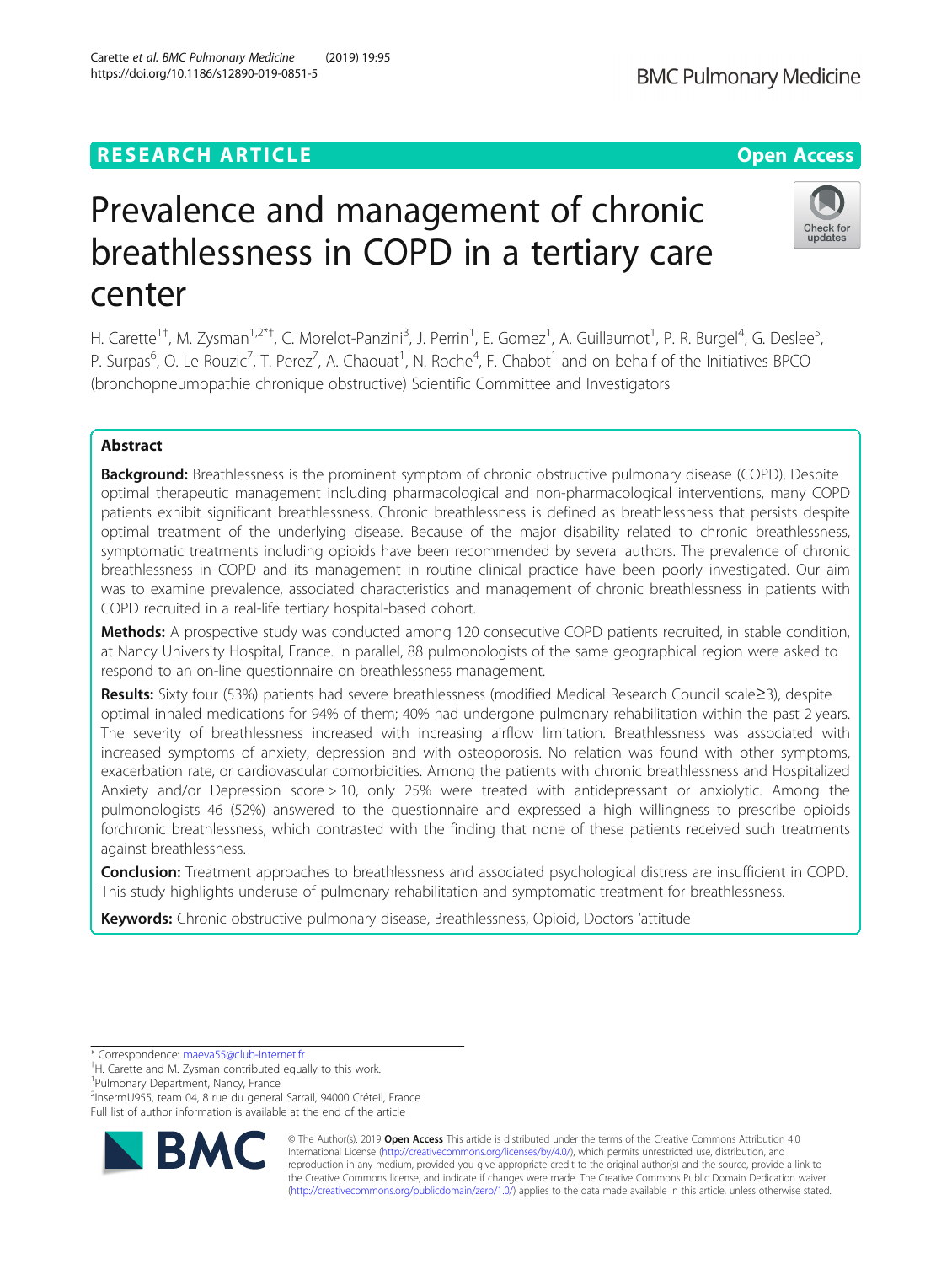# Prevalence and management of chronic breathlessness in COPD in a tertiary care center

H. Carette[1†], M. Zysman[1,2*†], C. Morelot-Panzini[3], J. Perrin[1], E. Gomez[1], A. Guillaumot[1], P. R. Burgel[4], G. Deslee[5], P. Surpas[6], O. Le Rouzic[7], T. Perez[7], A. Chaouat[1], N. Roche[4], F. Chabot[1] and on behalf of the Initiatives BPCO (bronchopneumopathie chronique obstructive) Scientific Committee and Investigators

## Abstract

**Background:** Breathlessness is the prominent symptom of chronic obstructive pulmonary disease (COPD). Despite optimal therapeutic management including pharmacological and non-pharmacological interventions, many COPD patients exhibit significant breathlessness. Chronic breathlessness is defined as breathlessness that persists despite optimal treatment of the underlying disease. Because of the major disability related to chronic breathlessness, symptomatic treatments including opioids have been recommended by several authors. The prevalence of chronic breathlessness in COPD and its management in routine clinical practice have been poorly investigated. Our aim was to examine prevalence, associated characteristics and management of chronic breathlessness in patients with COPD recruited in a real-life tertiary hospital-based cohort.

**Methods:** A prospective study was conducted among 120 consecutive COPD patients recruited, in stable condition, at Nancy University Hospital, France. In parallel, 88 pulmonologists of the same geographical region were asked to respond to an on-line questionnaire on breathlessness management.

**Results:** Sixty four (53%) patients had severe breathlessness (modified Medical Research Council scale≥3), despite optimal inhaled medications for 94% of them; 40% had undergone pulmonary rehabilitation within the past 2 years. The severity of breathlessness increased with increasing airflow limitation. Breathlessness was associated with increased symptoms of anxiety, depression and with osteoporosis. No relation was found with other symptoms, exacerbation rate, or cardiovascular comorbidities. Among the patients with chronic breathlessness and Hospitalized Anxiety and/or Depression score > 10, only 25% were treated with antidepressant or anxiolytic. Among the pulmonologists 46 (52%) answered to the questionnaire and expressed a high willingness to prescribe opioids forchronic breathlessness, which contrasted with the finding that none of these patients received such treatments against breathlessness.

**Conclusion:** Treatment approaches to breathlessness and associated psychological distress are insufficient in COPD. This study highlights underuse of pulmonary rehabilitation and symptomatic treatment for breathlessness.

**Keywords:** Chronic obstructive pulmonary disease, Breathlessness, Opioid, Doctors 'attitude

\* Correspondence: maeva55@club-internet.fr
†H. Carette and M. Zysman contributed equally to this work.
[1]Pulmonary Department, Nancy, France
[2]InsermU955, team 04, 8 rue du general Sarrail, 94000 Créteil, France
Full list of author information is available at the end of the article

© The Author(s). 2019 **Open Access** This article is distributed under the terms of the Creative Commons Attribution 4.0 International License (http://creativecommons.org/licenses/by/4.0/), which permits unrestricted use, distribution, and reproduction in any medium, provided you give appropriate credit to the original author(s) and the source, provide a link to the Creative Commons license, and indicate if changes were made. The Creative Commons Public Domain Dedication waiver (http://creativecommons.org/publicdomain/zero/1.0/) applies to the data made available in this article, unless otherwise stated.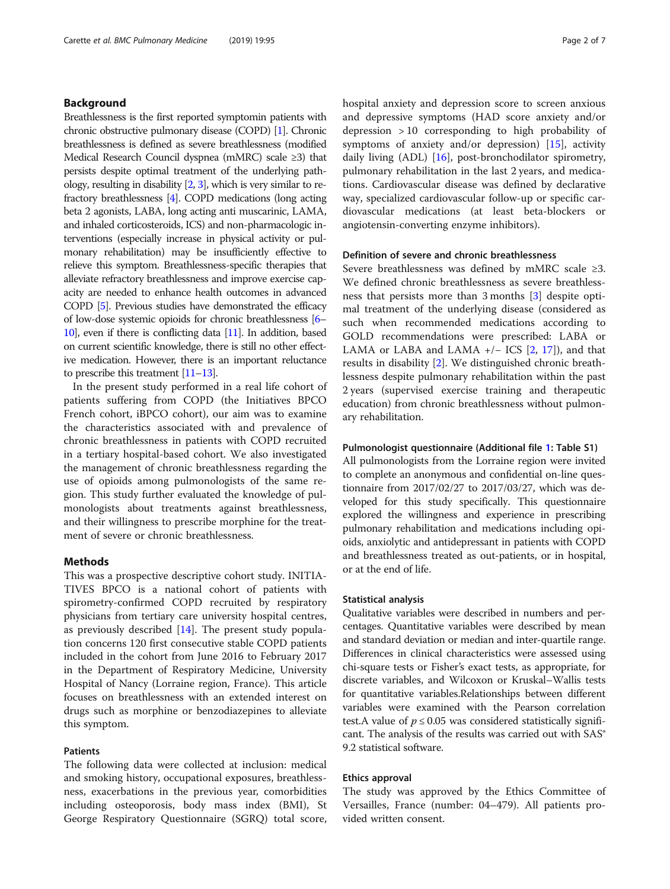## Background

Breathlessness is the first reported symptomin patients with chronic obstructive pulmonary disease (COPD) [1]. Chronic breathlessness is defined as severe breathlessness (modified Medical Research Council dyspnea (mMRC) scale ≥3) that persists despite optimal treatment of the underlying pathology, resulting in disability [2, 3], which is very similar to refractory breathlessness [4]. COPD medications (long acting beta 2 agonists, LABA, long acting anti muscarinic, LAMA, and inhaled corticosteroids, ICS) and non-pharmacologic interventions (especially increase in physical activity or pulmonary rehabilitation) may be insufficiently effective to relieve this symptom. Breathlessness-specific therapies that alleviate refractory breathlessness and improve exercise capacity are needed to enhance health outcomes in advanced COPD [5]. Previous studies have demonstrated the efficacy of low-dose systemic opioids for chronic breathlessness [6–10], even if there is conflicting data [11]. In addition, based on current scientific knowledge, there is still no other effective medication. However, there is an important reluctance to prescribe this treatment [11–13].

In the present study performed in a real life cohort of patients suffering from COPD (the Initiatives BPCO French cohort, iBPCO cohort), our aim was to examine the characteristics associated with and prevalence of chronic breathlessness in patients with COPD recruited in a tertiary hospital-based cohort. We also investigated the management of chronic breathlessness regarding the use of opioids among pulmonologists of the same region. This study further evaluated the knowledge of pulmonologists about treatments against breathlessness, and their willingness to prescribe morphine for the treatment of severe or chronic breathlessness.

## Methods

This was a prospective descriptive cohort study. INITIATIVES BPCO is a national cohort of patients with spirometry-confirmed COPD recruited by respiratory physicians from tertiary care university hospital centres, as previously described [14]. The present study population concerns 120 first consecutive stable COPD patients included in the cohort from June 2016 to February 2017 in the Department of Respiratory Medicine, University Hospital of Nancy (Lorraine region, France). This article focuses on breathlessness with an extended interest on drugs such as morphine or benzodiazepines to alleviate this symptom.

### Patients

The following data were collected at inclusion: medical and smoking history, occupational exposures, breathlessness, exacerbations in the previous year, comorbidities including osteoporosis, body mass index (BMI), St George Respiratory Questionnaire (SGRQ) total score, hospital anxiety and depression score to screen anxious and depressive symptoms (HAD score anxiety and/or depression > 10 corresponding to high probability of symptoms of anxiety and/or depression) [15], activity daily living (ADL) [16], post-bronchodilator spirometry, pulmonary rehabilitation in the last 2 years, and medications. Cardiovascular disease was defined by declarative way, specialized cardiovascular follow-up or specific cardiovascular medications (at least beta-blockers or angiotensin-converting enzyme inhibitors).

### Definition of severe and chronic breathlessness

Severe breathlessness was defined by mMRC scale ≥3. We defined chronic breathlessness as severe breathlessness that persists more than 3 months [3] despite optimal treatment of the underlying disease (considered as such when recommended medications according to GOLD recommendations were prescribed: LABA or LAMA or LABA and LAMA +/− ICS [2, 17]), and that results in disability [2]. We distinguished chronic breathlessness despite pulmonary rehabilitation within the past 2 years (supervised exercise training and therapeutic education) from chronic breathlessness without pulmonary rehabilitation.

### Pulmonologist questionnaire (Additional file 1: Table S1)

All pulmonologists from the Lorraine region were invited to complete an anonymous and confidential on-line questionnaire from 2017/02/27 to 2017/03/27, which was developed for this study specifically. This questionnaire explored the willingness and experience in prescribing pulmonary rehabilitation and medications including opioids, anxiolytic and antidepressant in patients with COPD and breathlessness treated as out-patients, or in hospital, or at the end of life.

### Statistical analysis

Qualitative variables were described in numbers and percentages. Quantitative variables were described by mean and standard deviation or median and inter-quartile range. Differences in clinical characteristics were assessed using chi-square tests or Fisher's exact tests, as appropriate, for discrete variables, and Wilcoxon or Kruskal–Wallis tests for quantitative variables.Relationships between different variables were examined with the Pearson correlation test.A value of $p \leq 0.05$ was considered statistically significant. The analysis of the results was carried out with SAS® 9.2 statistical software.

### Ethics approval

The study was approved by the Ethics Committee of Versailles, France (number: 04–479). All patients provided written consent.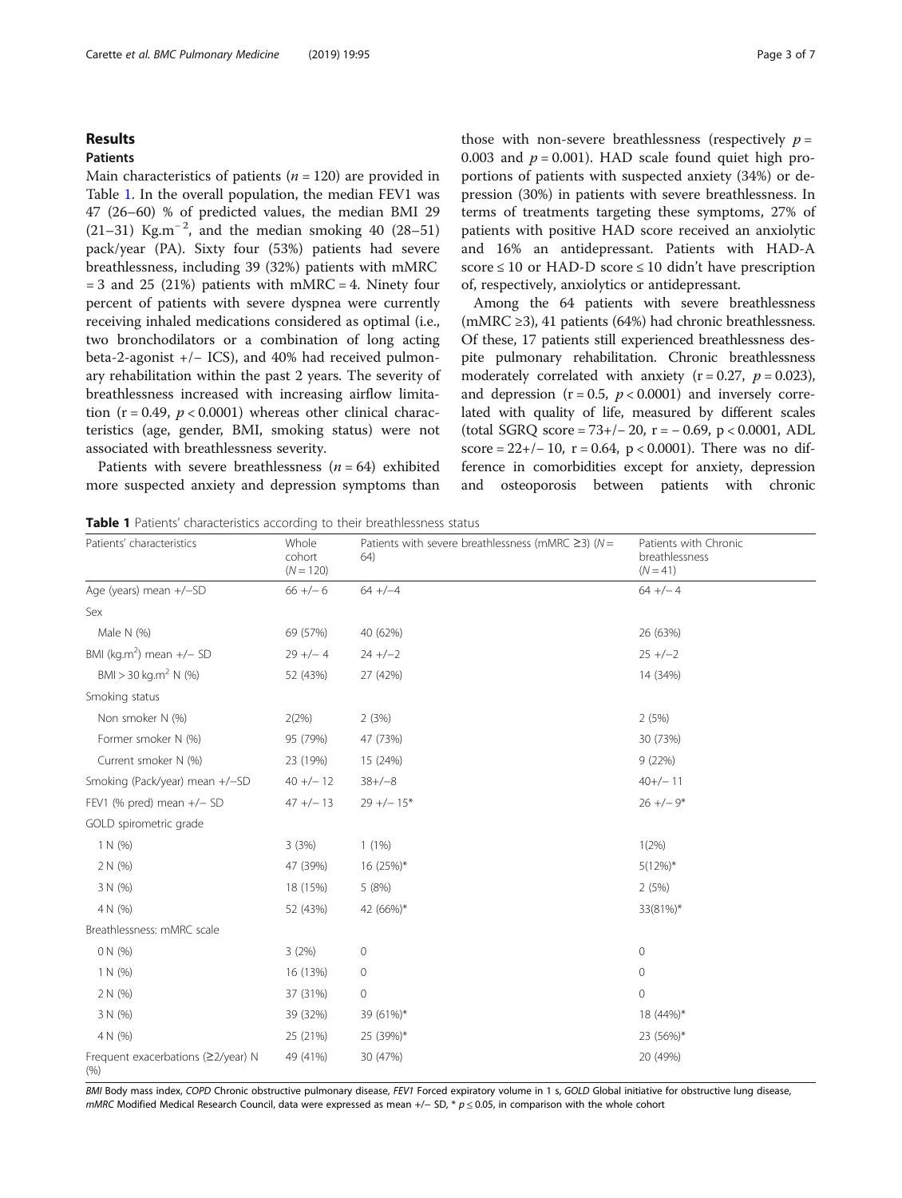## Results

### Patients

Main characteristics of patients ($n = 120$) are provided in Table 1. In the overall population, the median FEV1 was 47 (26–60) % of predicted values, the median BMI 29 (21–31) $Kg.m^{-2}$, and the median smoking 40 (28–51) pack/year (PA). Sixty four (53%) patients had severe breathlessness, including 39 (32%) patients with mMRC = 3 and 25 (21%) patients with mMRC = 4. Ninety four percent of patients with severe dyspnea were currently receiving inhaled medications considered as optimal (i.e., two bronchodilators or a combination of long acting beta-2-agonist +/− ICS), and 40% had received pulmonary rehabilitation within the past 2 years. The severity of breathlessness increased with increasing airflow limitation ($r = 0.49$, $p < 0.0001$) whereas other clinical characteristics (age, gender, BMI, smoking status) were not associated with breathlessness severity.

Patients with severe breathlessness ($n = 64$) exhibited more suspected anxiety and depression symptoms than those with non-severe breathlessness (respectively $p = 0.003$ and $p = 0.001$). HAD scale found quiet high proportions of patients with suspected anxiety (34%) or depression (30%) in patients with severe breathlessness. In terms of treatments targeting these symptoms, 27% of patients with positive HAD score received an anxiolytic and 16% an antidepressant. Patients with HAD-A score ≤ 10 or HAD-D score ≤ 10 didn't have prescription of, respectively, anxiolytics or antidepressant.

Among the 64 patients with severe breathlessness (mMRC ≥3), 41 patients (64%) had chronic breathlessness. Of these, 17 patients still experienced breathlessness despite pulmonary rehabilitation. Chronic breathlessness moderately correlated with anxiety ($r = 0.27$, $p = 0.023$), and depression ($r = 0.5$, $p < 0.0001$) and inversely correlated with quality of life, measured by different scales (total SGRQ score = 73+/− 20, $r = -0.69$, $p < 0.0001$, ADL score = 22+/− 10, $r = 0.64$, $p < 0.0001$). There was no difference in comorbidities except for anxiety, depression and osteoporosis between patients with chronic

**Table 1** Patients' characteristics according to their breathlessness status

| Patients' characteristics | Whole cohort (N = 120) | Patients with severe breathlessness (mMRC ≥3) (N = 64) | Patients with Chronic breathlessness (N = 41) |
|---|---|---|---|
| Age (years) mean +/−SD | 66 +/− 6 | 64 +/−4 | 64 +/− 4 |
| Sex | | | |
| Male N (%) | 69 (57%) | 40 (62%) | 26 (63%) |
| BMI ($kg.m^2$) mean +/− SD | 29 +/− 4 | 24 +/−2 | 25 +/−2 |
| BMI > 30 $kg.m^2$ N (%) | 52 (43%) | 27 (42%) | 14 (34%) |
| Smoking status | | | |
| Non smoker N (%) | 2(2%) | 2 (3%) | 2 (5%) |
| Former smoker N (%) | 95 (79%) | 47 (73%) | 30 (73%) |
| Current smoker N (%) | 23 (19%) | 15 (24%) | 9 (22%) |
| Smoking (Pack/year) mean +/−SD | 40 +/− 12 | 38+/−8 | 40+/− 11 |
| FEV1 (% pred) mean +/− SD | 47 +/− 13 | 29 +/− 15* | 26 +/− 9* |
| GOLD spirometric grade | | | |
| 1 N (%) | 3 (3%) | 1 (1%) | 1(2%) |
| 2 N (%) | 47 (39%) | 16 (25%)* | 5(12%)* |
| 3 N (%) | 18 (15%) | 5 (8%) | 2 (5%) |
| 4 N (%) | 52 (43%) | 42 (66%)* | 33(81%)* |
| Breathlessness: mMRC scale | | | |
| 0 N (%) | 3 (2%) | 0 | 0 |
| 1 N (%) | 16 (13%) | 0 | 0 |
| 2 N (%) | 37 (31%) | 0 | 0 |
| 3 N (%) | 39 (32%) | 39 (61%)* | 18 (44%)* |
| 4 N (%) | 25 (21%) | 25 (39%)* | 23 (56%)* |
| Frequent exacerbations (≥2/year) N (%) | 49 (41%) | 30 (47%) | 20 (49%) |

*BMI* Body mass index, *COPD* Chronic obstructive pulmonary disease, *FEV1* Forced expiratory volume in 1 s, *GOLD* Global initiative for obstructive lung disease, *mMRC* Modified Medical Research Council, data were expressed as mean +/− SD, * $p \leq 0.05$, in comparison with the whole cohort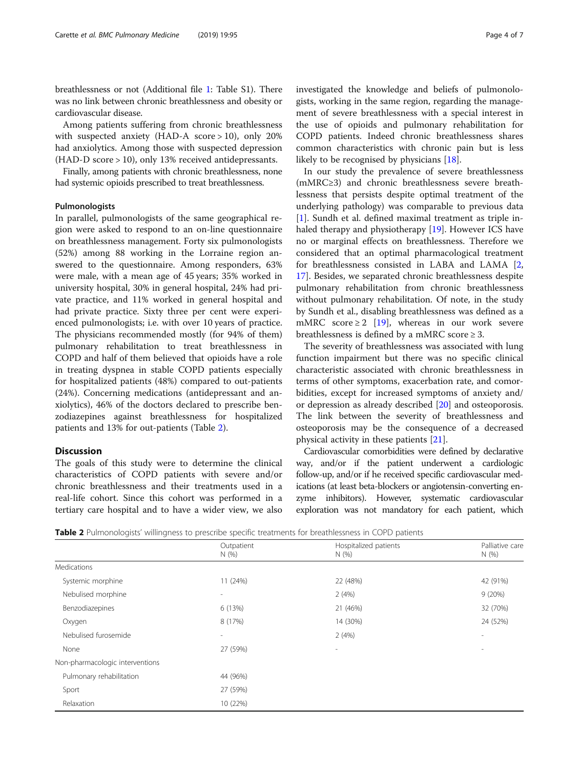breathlessness or not (Additional file 1: Table S1). There was no link between chronic breathlessness and obesity or cardiovascular disease.

Among patients suffering from chronic breathlessness with suspected anxiety (HAD-A score > 10), only 20% had anxiolytics. Among those with suspected depression (HAD-D score > 10), only 13% received antidepressants.

Finally, among patients with chronic breathlessness, none had systemic opioids prescribed to treat breathlessness.

### Pulmonologists

In parallel, pulmonologists of the same geographical region were asked to respond to an on-line questionnaire on breathlessness management. Forty six pulmonologists (52%) among 88 working in the Lorraine region answered to the questionnaire. Among responders, 63% were male, with a mean age of 45 years; 35% worked in university hospital, 30% in general hospital, 24% had private practice, and 11% worked in general hospital and had private practice. Sixty three per cent were experienced pulmonologists; i.e. with over 10 years of practice. The physicians recommended mostly (for 94% of them) pulmonary rehabilitation to treat breathlessness in COPD and half of them believed that opioids have a role in treating dyspnea in stable COPD patients especially for hospitalized patients (48%) compared to out-patients (24%). Concerning medications (antidepressant and anxiolytics), 46% of the doctors declared to prescribe benzodiazepines against breathlessness for hospitalized patients and 13% for out-patients (Table 2).

## Discussion

The goals of this study were to determine the clinical characteristics of COPD patients with severe and/or chronic breathlessness and their treatments used in a real-life cohort. Since this cohort was performed in a tertiary care hospital and to have a wider view, we also investigated the knowledge and beliefs of pulmonologists, working in the same region, regarding the management of severe breathlessness with a special interest in the use of opioids and pulmonary rehabilitation for COPD patients. Indeed chronic breathlessness shares common characteristics with chronic pain but is less likely to be recognised by physicians [18].

In our study the prevalence of severe breathlessness (mMRC≥3) and chronic breathlessness severe breathlessness that persists despite optimal treatment of the underlying pathology) was comparable to previous data [1]. Sundh et al. defined maximal treatment as triple inhaled therapy and physiotherapy [19]. However ICS have no or marginal effects on breathlessness. Therefore we considered that an optimal pharmacological treatment for breathlessness consisted in LABA and LAMA [2, 17]. Besides, we separated chronic breathlessness despite pulmonary rehabilitation from chronic breathlessness without pulmonary rehabilitation. Of note, in the study by Sundh et al., disabling breathlessness was defined as a mMRC score ≥ 2 [19], whereas in our work severe breathlessness is defined by a mMRC score ≥ 3.

The severity of breathlessness was associated with lung function impairment but there was no specific clinical characteristic associated with chronic breathlessness in terms of other symptoms, exacerbation rate, and comorbidities, except for increased symptoms of anxiety and/or depression as already described [20] and osteoporosis. The link between the severity of breathlessness and osteoporosis may be the consequence of a decreased physical activity in these patients [21].

Cardiovascular comorbidities were defined by declarative way, and/or if the patient underwent a cardiologic follow-up, and/or if he received specific cardiovascular medications (at least beta-blockers or angiotensin-converting enzyme inhibitors). However, systematic cardiovascular exploration was not mandatory for each patient, which

**Table 2** Pulmonologists' willingness to prescribe specific treatments for breathlessness in COPD patients

| | Outpatient N (%) | Hospitalized patients N (%) | Palliative care N (%) |
|---|---|---|---|
| Medications | | | |
| Systemic morphine | 11 (24%) | 22 (48%) | 42 (91%) |
| Nebulised morphine | - | 2 (4%) | 9 (20%) |
| Benzodiazepines | 6 (13%) | 21 (46%) | 32 (70%) |
| Oxygen | 8 (17%) | 14 (30%) | 24 (52%) |
| Nebulised furosemide | - | 2 (4%) | - |
| None | 27 (59%) | - | - |
| Non-pharmacologic interventions | | | |
| Pulmonary rehabilitation | 44 (96%) | | |
| Sport | 27 (59%) | | |
| Relaxation | 10 (22%) | | |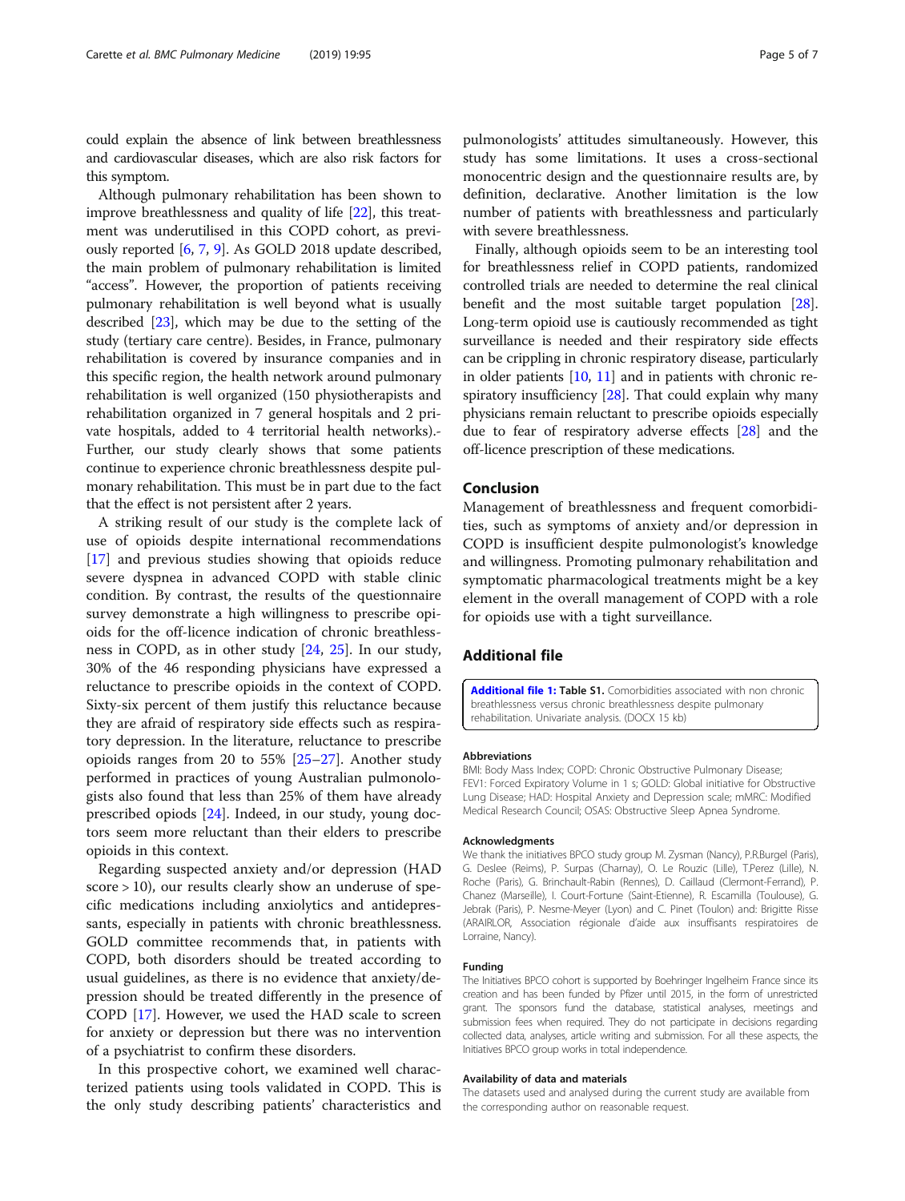could explain the absence of link between breathlessness and cardiovascular diseases, which are also risk factors for this symptom.

Although pulmonary rehabilitation has been shown to improve breathlessness and quality of life [22], this treatment was underutilised in this COPD cohort, as previously reported [6, 7, 9]. As GOLD 2018 update described, the main problem of pulmonary rehabilitation is limited "access". However, the proportion of patients receiving pulmonary rehabilitation is well beyond what is usually described [23], which may be due to the setting of the study (tertiary care centre). Besides, in France, pulmonary rehabilitation is covered by insurance companies and in this specific region, the health network around pulmonary rehabilitation is well organized (150 physiotherapists and rehabilitation organized in 7 general hospitals and 2 private hospitals, added to 4 territorial health networks).- Further, our study clearly shows that some patients continue to experience chronic breathlessness despite pulmonary rehabilitation. This must be in part due to the fact that the effect is not persistent after 2 years.

A striking result of our study is the complete lack of use of opioids despite international recommendations [17] and previous studies showing that opioids reduce severe dyspnea in advanced COPD with stable clinic condition. By contrast, the results of the questionnaire survey demonstrate a high willingness to prescribe opioids for the off-licence indication of chronic breathlessness in COPD, as in other study [24, 25]. In our study, 30% of the 46 responding physicians have expressed a reluctance to prescribe opioids in the context of COPD. Sixty-six percent of them justify this reluctance because they are afraid of respiratory side effects such as respiratory depression. In the literature, reluctance to prescribe opioids ranges from 20 to 55% [25–27]. Another study performed in practices of young Australian pulmonologists also found that less than 25% of them have already prescribed opiods [24]. Indeed, in our study, young doctors seem more reluctant than their elders to prescribe opioids in this context.

Regarding suspected anxiety and/or depression (HAD score > 10), our results clearly show an underuse of specific medications including anxiolytics and antidepressants, especially in patients with chronic breathlessness. GOLD committee recommends that, in patients with COPD, both disorders should be treated according to usual guidelines, as there is no evidence that anxiety/depression should be treated differently in the presence of COPD [17]. However, we used the HAD scale to screen for anxiety or depression but there was no intervention of a psychiatrist to confirm these disorders.

In this prospective cohort, we examined well characterized patients using tools validated in COPD. This is the only study describing patients' characteristics and pulmonologists' attitudes simultaneously. However, this study has some limitations. It uses a cross-sectional monocentric design and the questionnaire results are, by definition, declarative. Another limitation is the low number of patients with breathlessness and particularly with severe breathlessness.

Finally, although opioids seem to be an interesting tool for breathlessness relief in COPD patients, randomized controlled trials are needed to determine the real clinical benefit and the most suitable target population [28]. Long-term opioid use is cautiously recommended as tight surveillance is needed and their respiratory side effects can be crippling in chronic respiratory disease, particularly in older patients [10, 11] and in patients with chronic respiratory insufficiency [28]. That could explain why many physicians remain reluctant to prescribe opioids especially due to fear of respiratory adverse effects [28] and the off-licence prescription of these medications.

## Conclusion

Management of breathlessness and frequent comorbidities, such as symptoms of anxiety and/or depression in COPD is insufficient despite pulmonologist's knowledge and willingness. Promoting pulmonary rehabilitation and symptomatic pharmacological treatments might be a key element in the overall management of COPD with a role for opioids use with a tight surveillance.

## Additional file

**Additional file 1: Table S1.** Comorbidities associated with non chronic breathlessness versus chronic breathlessness despite pulmonary rehabilitation. Univariate analysis. (DOCX 15 kb)

#### Abbreviations

BMI: Body Mass Index; COPD: Chronic Obstructive Pulmonary Disease; FEV1: Forced Expiratory Volume in 1 s; GOLD: Global initiative for Obstructive Lung Disease; HAD: Hospital Anxiety and Depression scale; mMRC: Modified Medical Research Council; OSAS: Obstructive Sleep Apnea Syndrome.

#### Acknowledgments

We thank the initiatives BPCO study group M. Zysman (Nancy), P.R.Burgel (Paris), G. Deslee (Reims), P. Surpas (Charnay), O. Le Rouzic (Lille), T.Perez (Lille), N. Roche (Paris), G. Brinchault-Rabin (Rennes), D. Caillaud (Clermont-Ferrand), P. Chanez (Marseille), I. Court-Fortune (Saint-Etienne), R. Escamilla (Toulouse), G. Jebrak (Paris), P. Nesme-Meyer (Lyon) and C. Pinet (Toulon) and: Brigitte Risse (ARAIRLOR, Association régionale d'aide aux insuffisants respiratoires de Lorraine, Nancy).

#### Funding

The Initiatives BPCO cohort is supported by Boehringer Ingelheim France since its creation and has been funded by Pfizer until 2015, in the form of unrestricted grant. The sponsors fund the database, statistical analyses, meetings and submission fees when required. They do not participate in decisions regarding collected data, analyses, article writing and submission. For all these aspects, the Initiatives BPCO group works in total independence.

#### Availability of data and materials

The datasets used and analysed during the current study are available from the corresponding author on reasonable request.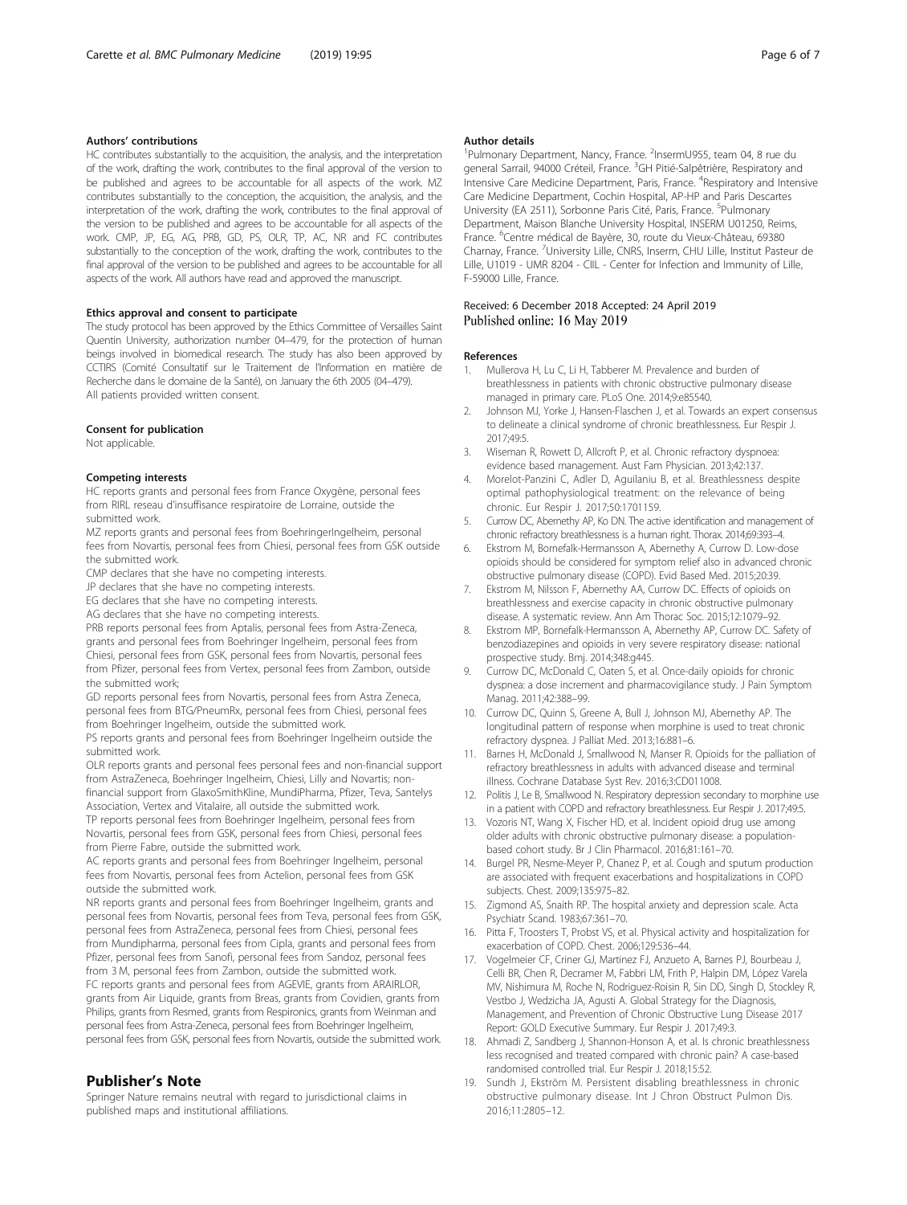### Authors' contributions

HC contributes substantially to the acquisition, the analysis, and the interpretation of the work, drafting the work, contributes to the final approval of the version to be published and agrees to be accountable for all aspects of the work. MZ contributes substantially to the conception, the acquisition, the analysis, and the interpretation of the work, drafting the work, contributes to the final approval of the version to be published and agrees to be accountable for all aspects of the work. CMP, JP, EG, AG, PRB, GD, PS, OLR, TP, AC, NR and FC contributes substantially to the conception of the work, drafting the work, contributes to the final approval of the version to be published and agrees to be accountable for all aspects of the work. All authors have read and approved the manuscript.

### Ethics approval and consent to participate

The study protocol has been approved by the Ethics Committee of Versailles Saint Quentin University, authorization number 04–479, for the protection of human beings involved in biomedical research. The study has also been approved by CCTIRS (Comité Consultatif sur le Traitement de l'Information en matière de Recherche dans le domaine de la Santé), on January the 6th 2005 (04–479). All patients provided written consent.

### Consent for publication

Not applicable.

### Competing interests

HC reports grants and personal fees from France Oxygène, personal fees from RIRL reseau d'insuffisance respiratoire de Lorraine, outside the submitted work.

MZ reports grants and personal fees from BoehringerIngelheim, personal fees from Novartis, personal fees from Chiesi, personal fees from GSK outside the submitted work.

CMP declares that she have no competing interests.

JP declares that she have no competing interests.

EG declares that she have no competing interests.

AG declares that she have no competing interests.

PRB reports personal fees from Aptalis, personal fees from Astra-Zeneca, grants and personal fees from Boehringer Ingelheim, personal fees from Chiesi, personal fees from GSK, personal fees from Novartis, personal fees from Pfizer, personal fees from Vertex, personal fees from Zambon, outside the submitted work;

GD reports personal fees from Novartis, personal fees from Astra Zeneca, personal fees from BTG/PneumRx, personal fees from Chiesi, personal fees from Boehringer Ingelheim, outside the submitted work.

PS reports grants and personal fees from Boehringer Ingelheim outside the submitted work.

OLR reports grants and personal fees personal fees and non-financial support from AstraZeneca, Boehringer Ingelheim, Chiesi, Lilly and Novartis; non-financial support from GlaxoSmithKline, MundiPharma, Pfizer, Teva, Santelys Association, Vertex and Vitalaire, all outside the submitted work.

TP reports personal fees from Boehringer Ingelheim, personal fees from Novartis, personal fees from GSK, personal fees from Chiesi, personal fees from Pierre Fabre, outside the submitted work.

AC reports grants and personal fees from Boehringer Ingelheim, personal fees from Novartis, personal fees from Actelion, personal fees from GSK outside the submitted work.

NR reports grants and personal fees from Boehringer Ingelheim, grants and personal fees from Novartis, personal fees from Teva, personal fees from GSK, personal fees from AstraZeneca, personal fees from Chiesi, personal fees from Mundipharma, personal fees from Cipla, grants and personal fees from Pfizer, personal fees from Sanofi, personal fees from Sandoz, personal fees from 3 M, personal fees from Zambon, outside the submitted work.

FC reports grants and personal fees from AGEVIE, grants from ARAIRLOR, grants from Air Liquide, grants from Breas, grants from Covidien, grants from Philips, grants from Resmed, grants from Respironics, grants from Weinman and personal fees from Astra-Zeneca, personal fees from Boehringer Ingelheim, personal fees from GSK, personal fees from Novartis, outside the submitted work.

## Publisher's Note

Springer Nature remains neutral with regard to jurisdictional claims in published maps and institutional affiliations.

### Author details

[1]Pulmonary Department, Nancy, France. [2]InsermU955, team 04, 8 rue du general Sarrail, 94000 Créteil, France. [3]GH Pitié-Salpêtrière, Respiratory and Intensive Care Medicine Department, Paris, France. [4]Respiratory and Intensive Care Medicine Department, Cochin Hospital, AP-HP and Paris Descartes University (EA 2511), Sorbonne Paris Cité, Paris, France. [5]Pulmonary Department, Maison Blanche University Hospital, INSERM U01250, Reims, France. [6]Centre médical de Bayère, 30, route du Vieux-Château, 69380 Charnay, France. [7]University Lille, CNRS, Inserm, CHU Lille, Institut Pasteur de Lille, U1019 - UMR 8204 - CIIL - Center for Infection and Immunity of Lille, F-59000 Lille, France.

Received: 6 December 2018 Accepted: 24 April 2019
Published online: 16 May 2019

### References

1. Mullerova H, Lu C, Li H, Tabberer M. Prevalence and burden of breathlessness in patients with chronic obstructive pulmonary disease managed in primary care. PLoS One. 2014;9:e85540.
2. Johnson MJ, Yorke J, Hansen-Flaschen J, et al. Towards an expert consensus to delineate a clinical syndrome of chronic breathlessness. Eur Respir J. 2017;49:5.
3. Wiseman R, Rowett D, Allcroft P, et al. Chronic refractory dyspnoea: evidence based management. Aust Fam Physician. 2013;42:137.
4. Morelot-Panzini C, Adler D, Aguilaniu B, et al. Breathlessness despite optimal pathophysiological treatment: on the relevance of being chronic. Eur Respir J. 2017;50:1701159.
5. Currow DC, Abernethy AP, Ko DN. The active identification and management of chronic refractory breathlessness is a human right. Thorax. 2014;69:393–4.
6. Ekstrom M, Bornefalk-Hermansson A, Abernethy A, Currow D. Low-dose opioids should be considered for symptom relief also in advanced chronic obstructive pulmonary disease (COPD). Evid Based Med. 2015;20:39.
7. Ekstrom M, Nilsson F, Abernethy AA, Currow DC. Effects of opioids on breathlessness and exercise capacity in chronic obstructive pulmonary disease. A systematic review. Ann Am Thorac Soc. 2015;12:1079–92.
8. Ekstrom MP, Bornefalk-Hermansson A, Abernethy AP, Currow DC. Safety of benzodiazepines and opioids in very severe respiratory disease: national prospective study. Bmj. 2014;348:g445.
9. Currow DC, McDonald C, Oaten S, et al. Once-daily opioids for chronic dyspnea: a dose increment and pharmacovigilance study. J Pain Symptom Manag. 2011;42:388–99.
10. Currow DC, Quinn S, Greene A, Bull J, Johnson MJ, Abernethy AP. The longitudinal pattern of response when morphine is used to treat chronic refractory dyspnea. J Palliat Med. 2013;16:881–6.
11. Barnes H, McDonald J, Smallwood N, Manser R. Opioids for the palliation of refractory breathlessness in adults with advanced disease and terminal illness. Cochrane Database Syst Rev. 2016;3:CD011008.
12. Politis J, Le B, Smallwood N. Respiratory depression secondary to morphine use in a patient with COPD and refractory breathlessness. Eur Respir J. 2017;49:5.
13. Vozoris NT, Wang X, Fischer HD, et al. Incident opioid drug use among older adults with chronic obstructive pulmonary disease: a population-based cohort study. Br J Clin Pharmacol. 2016;81:161–70.
14. Burgel PR, Nesme-Meyer P, Chanez P, et al. Cough and sputum production are associated with frequent exacerbations and hospitalizations in COPD subjects. Chest. 2009;135:975–82.
15. Zigmond AS, Snaith RP. The hospital anxiety and depression scale. Acta Psychiatr Scand. 1983;67:361–70.
16. Pitta F, Troosters T, Probst VS, et al. Physical activity and hospitalization for exacerbation of COPD. Chest. 2006;129:536–44.
17. Vogelmeier CF, Criner GJ, Martinez FJ, Anzueto A, Barnes PJ, Bourbeau J, Celli BR, Chen R, Decramer M, Fabbri LM, Frith P, Halpin DM, López Varela MV, Nishimura M, Roche N, Rodriguez-Roisin R, Sin DD, Singh D, Stockley R, Vestbo J, Wedzicha JA, Agusti A. Global Strategy for the Diagnosis, Management, and Prevention of Chronic Obstructive Lung Disease 2017 Report: GOLD Executive Summary. Eur Respir J. 2017;49:3.
18. Ahmadi Z, Sandberg J, Shannon-Honson A, et al. Is chronic breathlessness less recognised and treated compared with chronic pain? A case-based randomised controlled trial. Eur Respir J. 2018;15:52.
19. Sundh J, Ekström M. Persistent disabling breathlessness in chronic obstructive pulmonary disease. Int J Chron Obstruct Pulmon Dis. 2016;11:2805–12.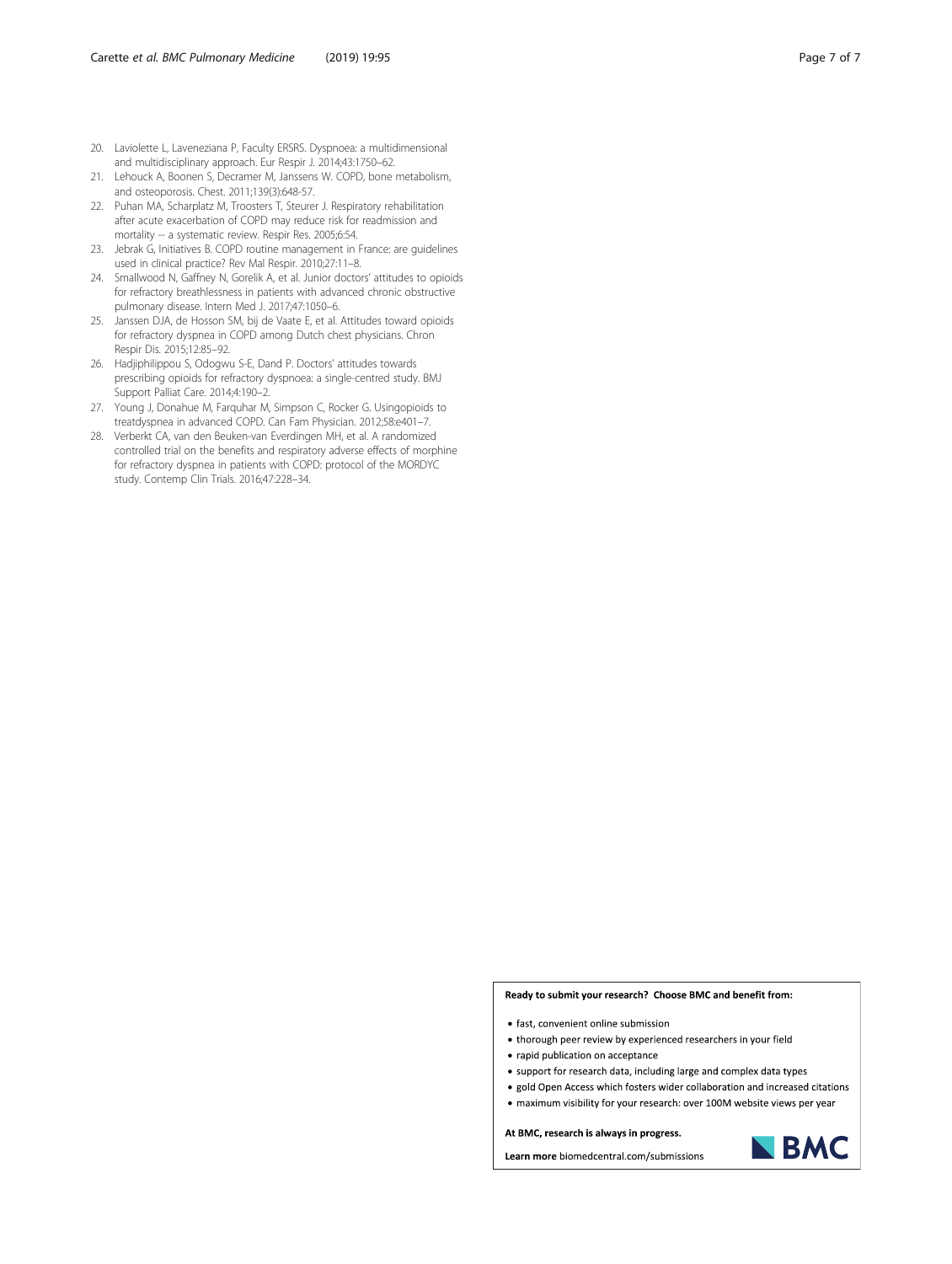20. Laviolette L, Laveneziana P, Faculty ERSRS. Dyspnoea: a multidimensional and multidisciplinary approach. Eur Respir J. 2014;43:1750–62.
21. Lehouck A, Boonen S, Decramer M, Janssens W. COPD, bone metabolism, and osteoporosis. Chest. 2011;139(3):648-57.
22. Puhan MA, Scharplatz M, Troosters T, Steurer J. Respiratory rehabilitation after acute exacerbation of COPD may reduce risk for readmission and mortality -- a systematic review. Respir Res. 2005;6:54.
23. Jebrak G, Initiatives B. COPD routine management in France: are guidelines used in clinical practice? Rev Mal Respir. 2010;27:11–8.
24. Smallwood N, Gaffney N, Gorelik A, et al. Junior doctors' attitudes to opioids for refractory breathlessness in patients with advanced chronic obstructive pulmonary disease. Intern Med J. 2017;47:1050–6.
25. Janssen DJA, de Hosson SM, bij de Vaate E, et al. Attitudes toward opioids for refractory dyspnea in COPD among Dutch chest physicians. Chron Respir Dis. 2015;12:85–92.
26. Hadjiphilippou S, Odogwu S-E, Dand P. Doctors' attitudes towards prescribing opioids for refractory dyspnoea: a single-centred study. BMJ Support Palliat Care. 2014;4:190–2.
27. Young J, Donahue M, Farquhar M, Simpson C, Rocker G. Usingopioids to treatdyspnea in advanced COPD. Can Fam Physician. 2012;58:e401–7.
28. Verberkt CA, van den Beuken-van Everdingen MH, et al. A randomized controlled trial on the benefits and respiratory adverse effects of morphine for refractory dyspnea in patients with COPD: protocol of the MORDYC study. Contemp Clin Trials. 2016;47:228–34.

**Ready to submit your research? Choose BMC and benefit from:**

- fast, convenient online submission
- thorough peer review by experienced researchers in your field
- rapid publication on acceptance
- support for research data, including large and complex data types
- gold Open Access which fosters wider collaboration and increased citations
- maximum visibility for your research: over 100M website views per year

**At BMC, research is always in progress.**

**Learn more** biomedcentral.com/submissions

BMC